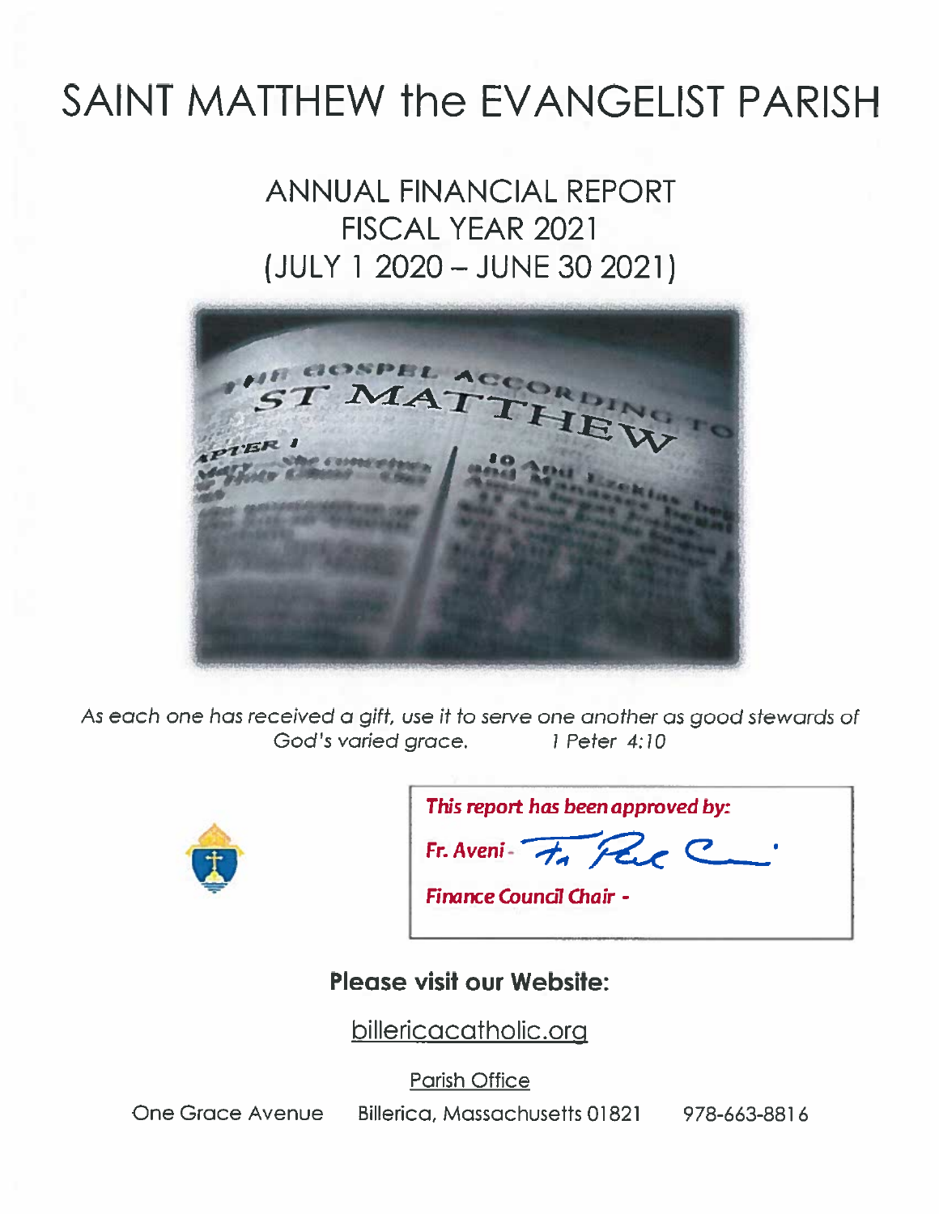# SAINT MATTHEW the EVANGELIST PARISH

## ANNUAL FINANCIAL REPORT
## FISCAL YEAR 2021
## (JULY 1 2020 – JUNE 30 2021)

*As each one has received a gift, use it to serve one another as good stewards of God's varied grace. 1 Peter 4:10*

***This report has been approved by:***

***Fr. Aveni -***

***Finance Council Chair -***

**Please visit our Website:**

billericacatholic.org

Parish Office

One Grace Avenue Billerica, Massachusetts 01821 978-663-8816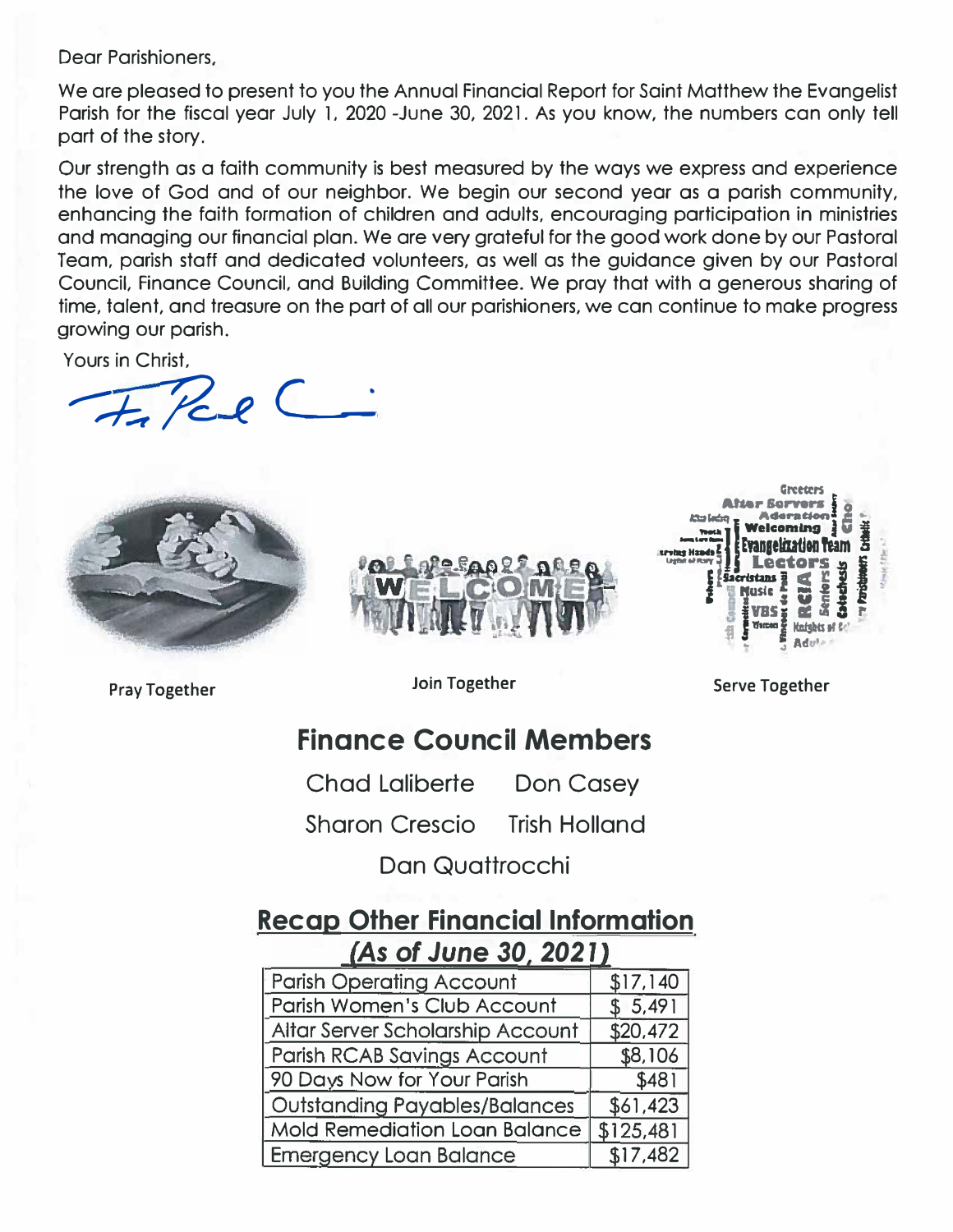Dear Parishioners,

We are pleased to present to you the Annual Financial Report for Saint Matthew the Evangelist Parish for the fiscal year July 1, 2020 -June 30, 2021. As you know, the numbers can only tell part of the story.

Our strength as a faith community is best measured by the ways we express and experience the love of God and of our neighbor. We begin our second year as a parish community, enhancing the faith formation of children and adults, encouraging participation in ministries and managing our financial plan. We are very grateful for the good work done by our Pastoral Team, parish staff and dedicated volunteers, as well as the guidance given by our Pastoral Council, Finance Council, and Building Committee. We pray that with a generous sharing of time, talent, and treasure on the part of all our parishioners, we can continue to make progress growing our parish.

Yours in Christ,

Fr. Paul C.

Pray Together

Join Together

Serve Together

## Finance Council Members

Chad Laliberte    Don Casey

Sharon Crescio    Trish Holland

Dan Quattrocchi

## Recap Other Financial Information

### *(As of June 30, 2021)*

| | |
|---|---|
| Parish Operating Account | $17,140 |
| Parish Women's Club Account | $ 5,491 |
| Altar Server Scholarship Account | $20,472 |
| Parish RCAB Savings Account | $8,106 |
| 90 Days Now for Your Parish | $481 |
| Outstanding Payables/Balances | $61,423 |
| Mold Remediation Loan Balance | $125,481 |
| Emergency Loan Balance | $17,482 |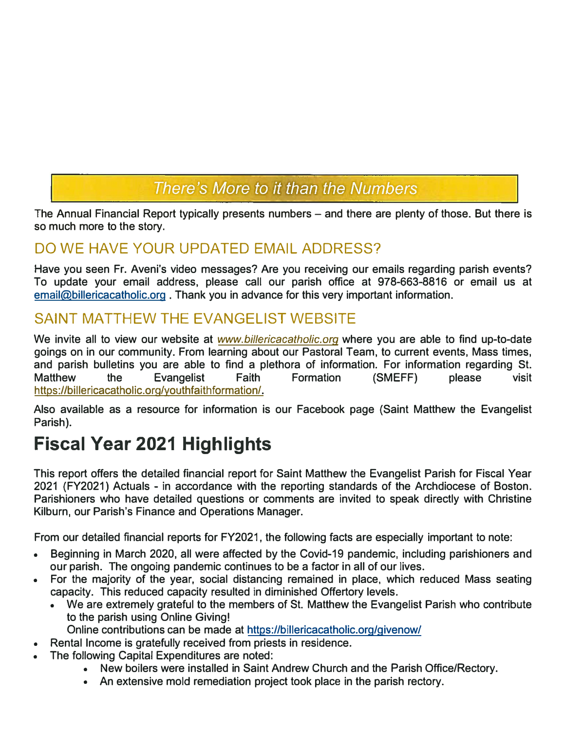## There's More to it than the Numbers

The Annual Financial Report typically presents numbers – and there are plenty of those. But there is so much more to the story.

### DO WE HAVE YOUR UPDATED EMAIL ADDRESS?

Have you seen Fr. Aveni's video messages? Are you receiving our emails regarding parish events? To update your email address, please call our parish office at 978-663-8816 or email us at email@billericacatholic.org . Thank you in advance for this very important information.

### SAINT MATTHEW THE EVANGELIST WEBSITE

We invite all to view our website at *www.billericacatholic.org* where you are able to find up-to-date goings on in our community. From learning about our Pastoral Team, to current events, Mass times, and parish bulletins you are able to find a plethora of information. For information regarding St. Matthew the Evangelist Faith Formation (SMEFF) please visit https://billericacatholic.org/youthfaithformation/.

Also available as a resource for information is our Facebook page (Saint Matthew the Evangelist Parish).

# Fiscal Year 2021 Highlights

This report offers the detailed financial report for Saint Matthew the Evangelist Parish for Fiscal Year 2021 (FY2021) Actuals - in accordance with the reporting standards of the Archdiocese of Boston. Parishioners who have detailed questions or comments are invited to speak directly with Christine Kilburn, our Parish's Finance and Operations Manager.

From our detailed financial reports for FY2021, the following facts are especially important to note:

- Beginning in March 2020, all were affected by the Covid-19 pandemic, including parishioners and our parish. The ongoing pandemic continues to be a factor in all of our lives.
- For the majority of the year, social distancing remained in place, which reduced Mass seating capacity. This reduced capacity resulted in diminished Offertory levels.
  - We are extremely grateful to the members of St. Matthew the Evangelist Parish who contribute to the parish using Online Giving!
    Online contributions can be made at https://billericacatholic.org/givenow/
- Rental Income is gratefully received from priests in residence.
- The following Capital Expenditures are noted:
  - New boilers were installed in Saint Andrew Church and the Parish Office/Rectory.
  - An extensive mold remediation project took place in the parish rectory.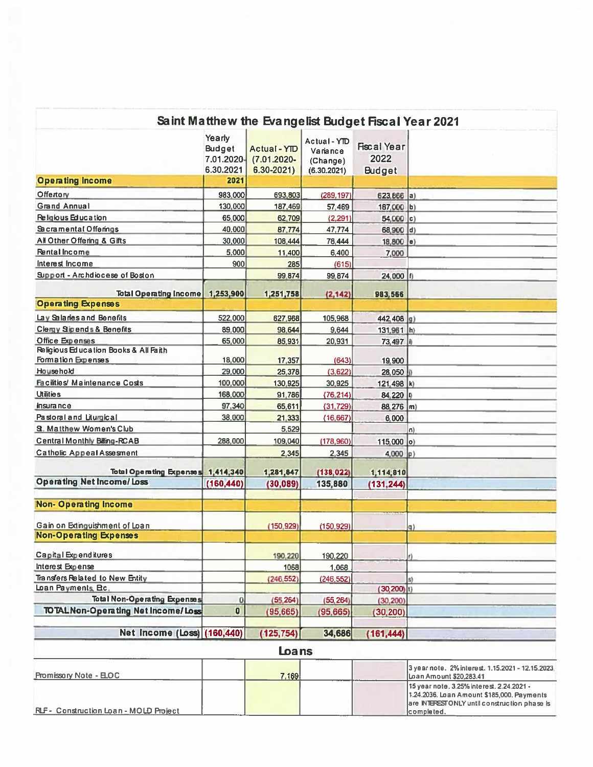# Saint Matthew the Evangelist Budget Fiscal Year 2021

| | Yearly Budget 7.01.2020-6.30.2021 | Actual - YTD (7.01.2020-6.30-2021) | Actual - YTD Variance (Change) (6.30.2021) | Fiscal Year 2022 Budget | |
|---|---|---|---|---|---|
| **Operating Income** | **2021** | | | | |
| Offertory | 983,000 | 693,803 | (289,197) | 623,666 | a) |
| Grand Annual | 130,000 | 187,469 | 57,469 | 187,000 | b) |
| Religious Education | 65,000 | 62,709 | (2,291) | 54,000 | c) |
| Sacramental Offerings | 40,000 | 87,774 | 47,774 | 68,900 | d) |
| All Other Offering & Gifts | 30,000 | 108,444 | 78,444 | 18,800 | e) |
| Rental Income | 5,000 | 11,400 | 6,400 | 7,000 | |
| Interest Income | 900 | 285 | (615) | | |
| Support - Archdiocese of Boston | | 99,874 | 99,874 | 24,000 | f) |
| **Total Operating Income** | **1,253,900** | **1,251,758** | **(2,142)** | **983,566** | |
| **Operating Expenses** | | | | | |
| Lay Salaries and Benefits | 522,000 | 627,968 | 105,968 | 442,408 | g) |
| Clergy Stipends & Benefits | 89,000 | 98,644 | 9,644 | 131,961 | h) |
| Office Expenses | 65,000 | 85,931 | 20,931 | 73,497 | i) |
| Religious Education Books & All Faith Formation Expenses | 18,000 | 17,357 | (643) | 19,900 | |
| Household | 29,000 | 25,378 | (3,622) | 28,050 | j) |
| Facilities/ Maintenance Costs | 100,000 | 130,925 | 30,925 | 121,498 | k) |
| Utilities | 168,000 | 91,786 | (76,214) | 84,220 | l) |
| Insurance | 97,340 | 65,611 | (31,729) | 88,276 | m) |
| Pastoral and Liturgical | 38,000 | 21,333 | (16,667) | 6,000 | |
| St. Matthew Women's Club | | 5,529 | | | n) |
| Central Monthly Billing-RCAB | 288,000 | 109,040 | (178,960) | 115,000 | o) |
| Catholic Appeal Assesment | | 2,345 | 2,345 | 4,000 | p) |
| **Total Operating Expenses** | **1,414,340** | **1,281,847** | **(138,022)** | **1,114,810** | |
| **Operating Net Income/ Loss** | **(160,440)** | **(30,089)** | **135,880** | **(131,244)** | |
| **Non- Operating Income** | | | | | |
| Gain on Extinguishment of Loan | | (150,929) | (150,929) | | q) |
| **Non-Operating Expenses** | | | | | |
| Capital Expenditures | | 190,220 | 190,220 | | r) |
| Interest Expense | | 1068 | 1,068 | | |
| Transfers Related to New Entity | | (246,552) | (246,552) | | s) |
| Loan Payments, Etc. | | | | (30,200) | t) |
| **Total Non-Operating Expenses** | 0 | (55,264) | (55,264) | (30,200) | |
| **TOTAL Non-Operating Net Income/ Loss** | **0** | **(95,665)** | **(95,665)** | **(30,200)** | |
| **Net Income (Loss)** | **(160,440)** | **(125,754)** | **34,686** | **(161,444)** | |

## Loans

| | | | | | |
|---|---|---|---|---|---|
| Promissory Note - ELOC | | 7,169 | | | 3 year note. 2% interest. 1.15.2021 - 12.15.2023. Loan Amount $20,283.41 |
| RLF - Construction Loan - MOLD Project | | | | | 15 year note. 3.25% interest. 2.24.2021 - 1.24.2036. Loan Amount $185,000. Payments are INTEREST ONLY until construction phase is completed. |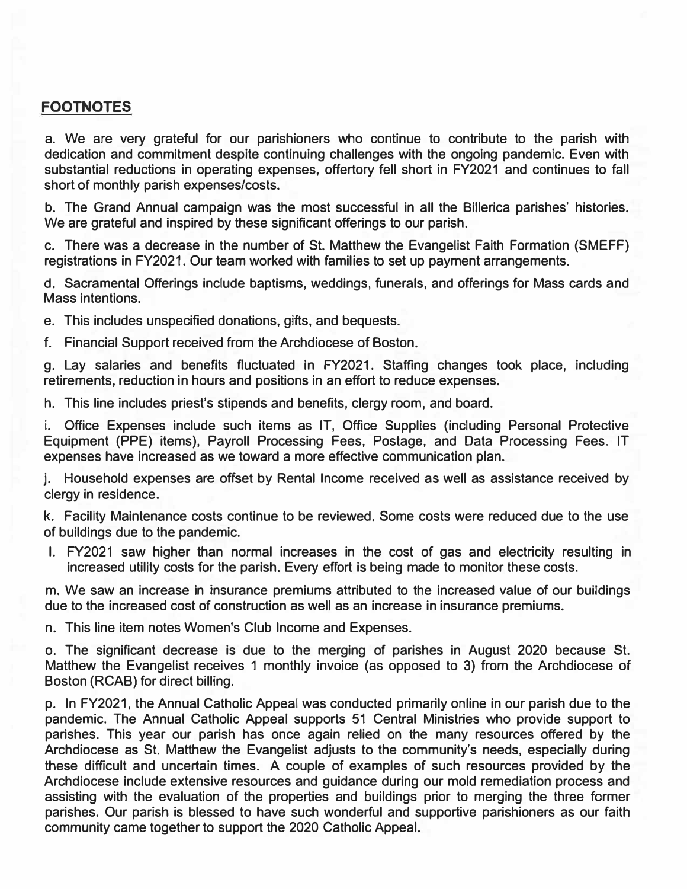## FOOTNOTES

a. We are very grateful for our parishioners who continue to contribute to the parish with dedication and commitment despite continuing challenges with the ongoing pandemic. Even with substantial reductions in operating expenses, offertory fell short in FY2021 and continues to fall short of monthly parish expenses/costs.

b. The Grand Annual campaign was the most successful in all the Billerica parishes' histories. We are grateful and inspired by these significant offerings to our parish.

c. There was a decrease in the number of St. Matthew the Evangelist Faith Formation (SMEFF) registrations in FY2021. Our team worked with families to set up payment arrangements.

d. Sacramental Offerings include baptisms, weddings, funerals, and offerings for Mass cards and Mass intentions.

e. This includes unspecified donations, gifts, and bequests.

f. Financial Support received from the Archdiocese of Boston.

g. Lay salaries and benefits fluctuated in FY2021. Staffing changes took place, including retirements, reduction in hours and positions in an effort to reduce expenses.

h. This line includes priest's stipends and benefits, clergy room, and board.

i. Office Expenses include such items as IT, Office Supplies (including Personal Protective Equipment (PPE) items), Payroll Processing Fees, Postage, and Data Processing Fees. IT expenses have increased as we toward a more effective communication plan.

j. Household expenses are offset by Rental Income received as well as assistance received by clergy in residence.

k. Facility Maintenance costs continue to be reviewed. Some costs were reduced due to the use of buildings due to the pandemic.

l. FY2021 saw higher than normal increases in the cost of gas and electricity resulting in increased utility costs for the parish. Every effort is being made to monitor these costs.

m. We saw an increase in insurance premiums attributed to the increased value of our buildings due to the increased cost of construction as well as an increase in insurance premiums.

n. This line item notes Women's Club Income and Expenses.

o. The significant decrease is due to the merging of parishes in August 2020 because St. Matthew the Evangelist receives 1 monthly invoice (as opposed to 3) from the Archdiocese of Boston (RCAB) for direct billing.

p. In FY2021, the Annual Catholic Appeal was conducted primarily online in our parish due to the pandemic. The Annual Catholic Appeal supports 51 Central Ministries who provide support to parishes. This year our parish has once again relied on the many resources offered by the Archdiocese as St. Matthew the Evangelist adjusts to the community's needs, especially during these difficult and uncertain times. A couple of examples of such resources provided by the Archdiocese include extensive resources and guidance during our mold remediation process and assisting with the evaluation of the properties and buildings prior to merging the three former parishes. Our parish is blessed to have such wonderful and supportive parishioners as our faith community came together to support the 2020 Catholic Appeal.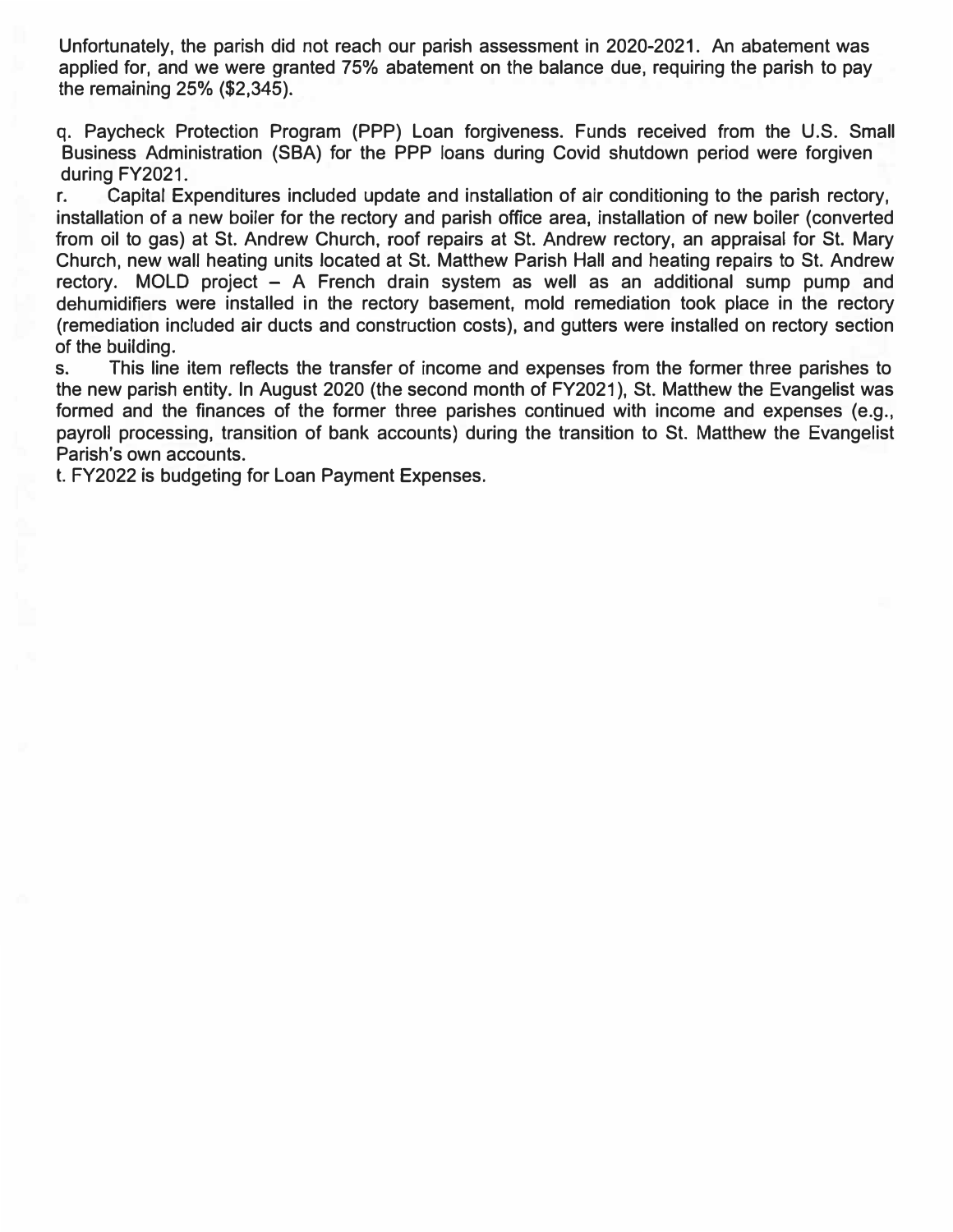Unfortunately, the parish did not reach our parish assessment in 2020-2021. An abatement was applied for, and we were granted 75% abatement on the balance due, requiring the parish to pay the remaining 25% ($2,345).

q. Paycheck Protection Program (PPP) Loan forgiveness. Funds received from the U.S. Small Business Administration (SBA) for the PPP loans during Covid shutdown period were forgiven during FY2021.

r. Capital Expenditures included update and installation of air conditioning to the parish rectory, installation of a new boiler for the rectory and parish office area, installation of new boiler (converted from oil to gas) at St. Andrew Church, roof repairs at St. Andrew rectory, an appraisal for St. Mary Church, new wall heating units located at St. Matthew Parish Hall and heating repairs to St. Andrew rectory. MOLD project – A French drain system as well as an additional sump pump and dehumidifiers were installed in the rectory basement, mold remediation took place in the rectory (remediation included air ducts and construction costs), and gutters were installed on rectory section of the building.

s. This line item reflects the transfer of income and expenses from the former three parishes to the new parish entity. In August 2020 (the second month of FY2021), St. Matthew the Evangelist was formed and the finances of the former three parishes continued with income and expenses (e.g., payroll processing, transition of bank accounts) during the transition to St. Matthew the Evangelist Parish's own accounts.

t. FY2022 is budgeting for Loan Payment Expenses.